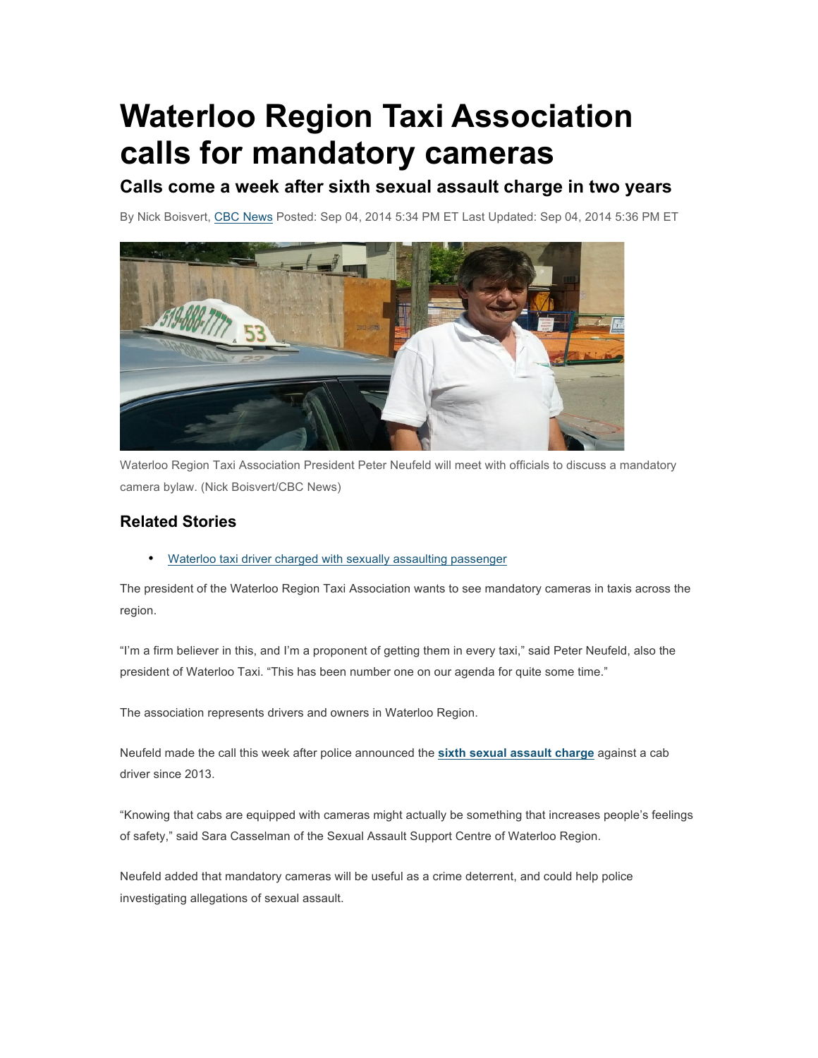# Waterloo Region Taxi Association calls for mandatory cameras

## Calls come a week after sixth sexual assault charge in two years

By Nick Boisvert, CBC News Posted: Sep 04, 2014 5:34 PM ET Last Updated: Sep 04, 2014 5:36 PM ET

Waterloo Region Taxi Association President Peter Neufeld will meet with officials to discuss a mandatory camera bylaw. (Nick Boisvert/CBC News)

### Related Stories

- Waterloo taxi driver charged with sexually assaulting passenger

The president of the Waterloo Region Taxi Association wants to see mandatory cameras in taxis across the region.

"I'm a firm believer in this, and I'm a proponent of getting them in every taxi," said Peter Neufeld, also the president of Waterloo Taxi. "This has been number one on our agenda for quite some time."

The association represents drivers and owners in Waterloo Region.

Neufeld made the call this week after police announced the **sixth sexual assault charge** against a cab driver since 2013.

"Knowing that cabs are equipped with cameras might actually be something that increases people's feelings of safety," said Sara Casselman of the Sexual Assault Support Centre of Waterloo Region.

Neufeld added that mandatory cameras will be useful as a crime deterrent, and could help police investigating allegations of sexual assault.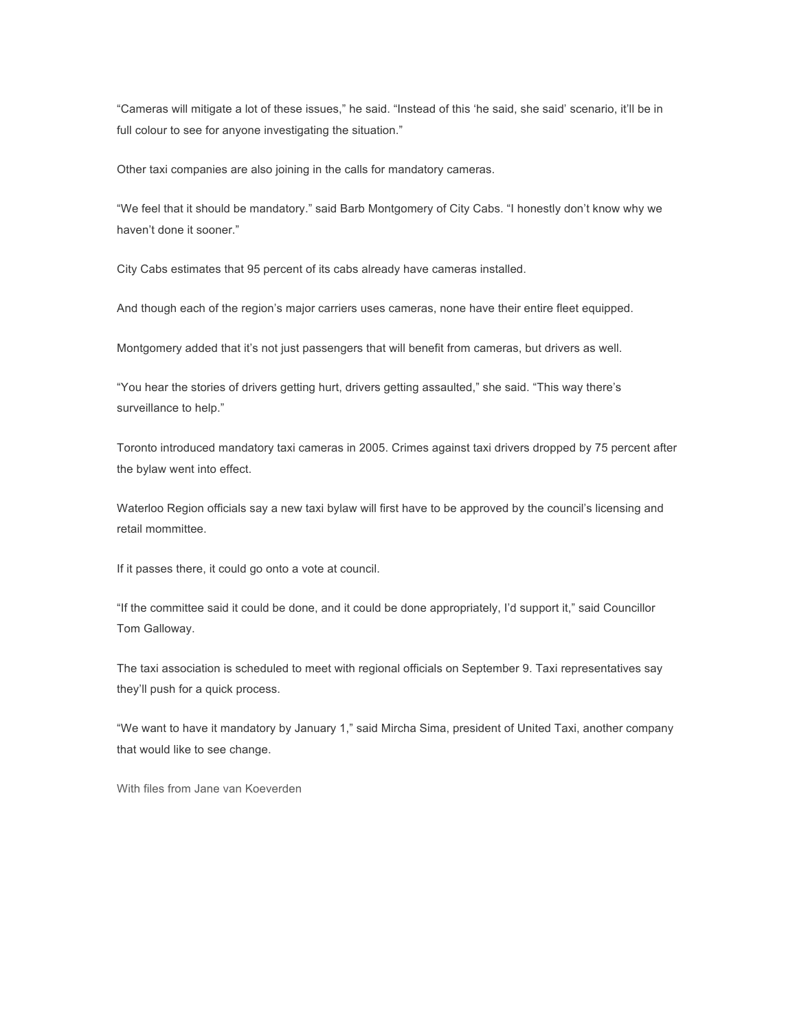"Cameras will mitigate a lot of these issues," he said. "Instead of this 'he said, she said' scenario, it'll be in full colour to see for anyone investigating the situation."

Other taxi companies are also joining in the calls for mandatory cameras.

"We feel that it should be mandatory." said Barb Montgomery of City Cabs. "I honestly don't know why we haven't done it sooner."

City Cabs estimates that 95 percent of its cabs already have cameras installed.

And though each of the region's major carriers uses cameras, none have their entire fleet equipped.

Montgomery added that it's not just passengers that will benefit from cameras, but drivers as well.

"You hear the stories of drivers getting hurt, drivers getting assaulted," she said. "This way there's surveillance to help."

Toronto introduced mandatory taxi cameras in 2005. Crimes against taxi drivers dropped by 75 percent after the bylaw went into effect.

Waterloo Region officials say a new taxi bylaw will first have to be approved by the council's licensing and retail mommittee.

If it passes there, it could go onto a vote at council.

"If the committee said it could be done, and it could be done appropriately, I'd support it," said Councillor Tom Galloway.

The taxi association is scheduled to meet with regional officials on September 9. Taxi representatives say they'll push for a quick process.

"We want to have it mandatory by January 1," said Mircha Sima, president of United Taxi, another company that would like to see change.

With files from Jane van Koeverden